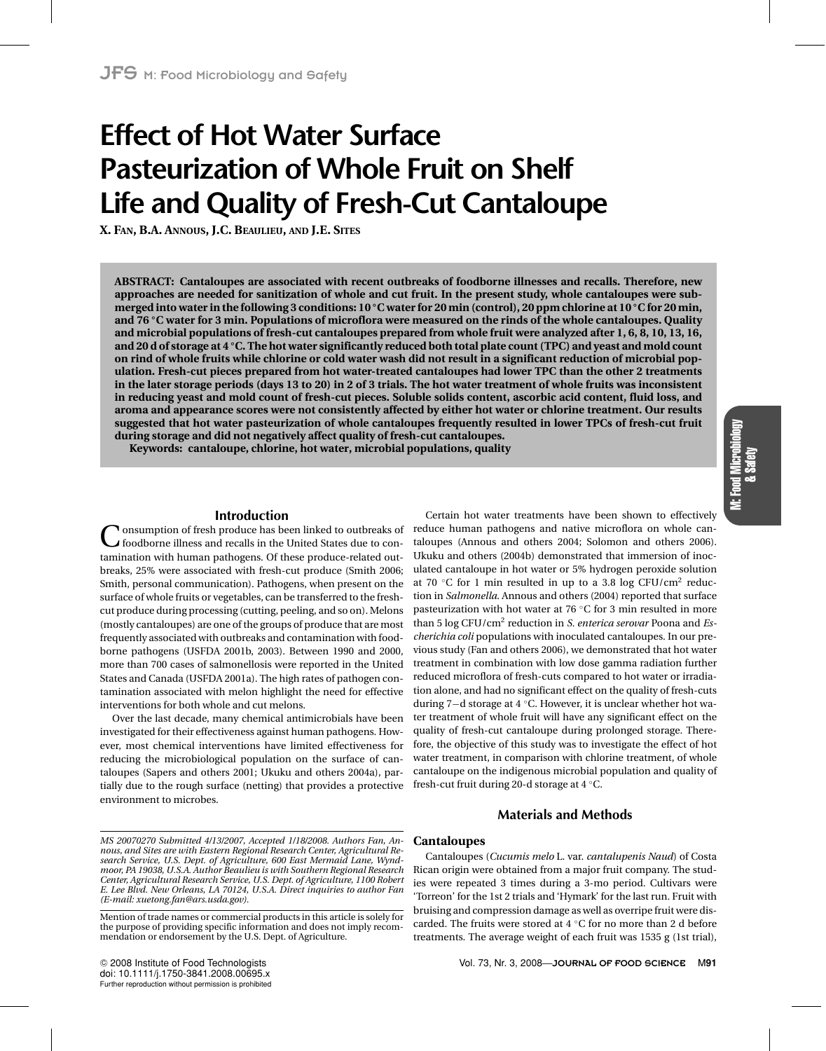# Effect of Hot Water Surface Pasteurization of Whole Fruit on Shelf Life and Quality of Fresh-Cut Cantaloupe

X. Fan, B.A. Annous, J.C. Beaulieu, and J.E. Sites

**ABSTRACT: Cantaloupes are associated with recent outbreaks of foodborne illnesses and recalls. Therefore, new approaches are needed for sanitization of whole and cut fruit. In the present study, whole cantaloupes were submerged into water in the following 3 conditions: 10 °C water for 20 min (control), 20 ppm chlorine at 10 °C for 20 min, and 76 °C water for 3 min. Populations of microflora were measured on the rinds of the whole cantaloupes. Quality and microbial populations of fresh-cut cantaloupes prepared from whole fruit were analyzed after 1, 6, 8, 10, 13, 16, and 20 d of storage at 4 °C. The hot water significantly reduced both total plate count (TPC) and yeast and mold count on rind of whole fruits while chlorine or cold water wash did not result in a significant reduction of microbial population. Fresh-cut pieces prepared from hot water-treated cantaloupes had lower TPC than the other 2 treatments in the later storage periods (days 13 to 20) in 2 of 3 trials. The hot water treatment of whole fruits was inconsistent in reducing yeast and mold count of fresh-cut pieces. Soluble solids content, ascorbic acid content, fluid loss, and aroma and appearance scores were not consistently affected by either hot water or chlorine treatment. Our results suggested that hot water pasteurization of whole cantaloupes frequently resulted in lower TPCs of fresh-cut fruit during storage and did not negatively affect quality of fresh-cut cantaloupes.**

**Keywords: cantaloupe, chlorine, hot water, microbial populations, quality**

## Introduction

Consumption of fresh produce has been linked to outbreaks of foodborne illness and recalls in the United States due to contamination with human pathogens. Of these produce-related outbreaks, 25% were associated with fresh-cut produce (Smith 2006; Smith, personal communication). Pathogens, when present on the surface of whole fruits or vegetables, can be transferred to the fresh-cut produce during processing (cutting, peeling, and so on). Melons (mostly cantaloupes) are one of the groups of produce that are most frequently associated with outbreaks and contamination with foodborne pathogens (USFDA 2001b, 2003). Between 1990 and 2000, more than 700 cases of salmonellosis were reported in the United States and Canada (USFDA 2001a). The high rates of pathogen contamination associated with melon highlight the need for effective interventions for both whole and cut melons.

Over the last decade, many chemical antimicrobials have been investigated for their effectiveness against human pathogens. However, most chemical interventions have limited effectiveness for reducing the microbiological population on the surface of cantaloupes (Sapers and others 2001; Ukuku and others 2004a), partially due to the rough surface (netting) that provides a protective environment to microbes.

Certain hot water treatments have been shown to effectively reduce human pathogens and native microflora on whole cantaloupes (Annous and others 2004; Solomon and others 2006). Ukuku and others (2004b) demonstrated that immersion of inoculated cantaloupe in hot water or 5% hydrogen peroxide solution at 70 °C for 1 min resulted in up to a 3.8 log CFU/$cm^2$ reduction in *Salmonella*. Annous and others (2004) reported that surface pasteurization with hot water at 76 °C for 3 min resulted in more than 5 log CFU/$cm^2$ reduction in *S. enterica serovar* Poona and *Escherichia coli* populations with inoculated cantaloupes. In our previous study (Fan and others 2006), we demonstrated that hot water treatment in combination with low dose gamma radiation further reduced microflora of fresh-cuts compared to hot water or irradiation alone, and had no significant effect on the quality of fresh-cuts during 7−d storage at 4 °C. However, it is unclear whether hot water treatment of whole fruit will have any significant effect on the quality of fresh-cut cantaloupe during prolonged storage. Therefore, the objective of this study was to investigate the effect of hot water treatment, in comparison with chlorine treatment, of whole cantaloupe on the indigenous microbial population and quality of fresh-cut fruit during 20-d storage at 4 °C.

## Materials and Methods

### Cantaloupes

Cantaloupes (*Cucumis melo* L. var. *cantalupenis Naud*) of Costa Rican origin were obtained from a major fruit company. The studies were repeated 3 times during a 3-mo period. Cultivars were 'Torreon' for the 1st 2 trials and 'Hymark' for the last run. Fruit with bruising and compression damage as well as overripe fruit were discarded. The fruits were stored at 4 °C for no more than 2 d before treatments. The average weight of each fruit was 1535 g (1st trial),

*MS 20070270 Submitted 4/13/2007, Accepted 1/18/2008. Authors Fan, Annous, and Sites are with Eastern Regional Research Center, Agricultural Research Service, U.S. Dept. of Agriculture, 600 East Mermaid Lane, Wyndmoor, PA 19038, U.S.A. Author Beaulieu is with Southern Regional Research Center, Agricultural Research Service, U.S. Dept. of Agriculture, 1100 Robert E. Lee Blvd. New Orleans, LA 70124, U.S.A. Direct inquiries to author Fan (E-mail: xuetong.fan@ars.usda.gov).*

Mention of trade names or commercial products in this article is solely for the purpose of providing specific information and does not imply recommendation or endorsement by the U.S. Dept. of Agriculture.

© 2008 Institute of Food Technologists
doi: 10.1111/j.1750-3841.2008.00695.x
Further reproduction without permission is prohibited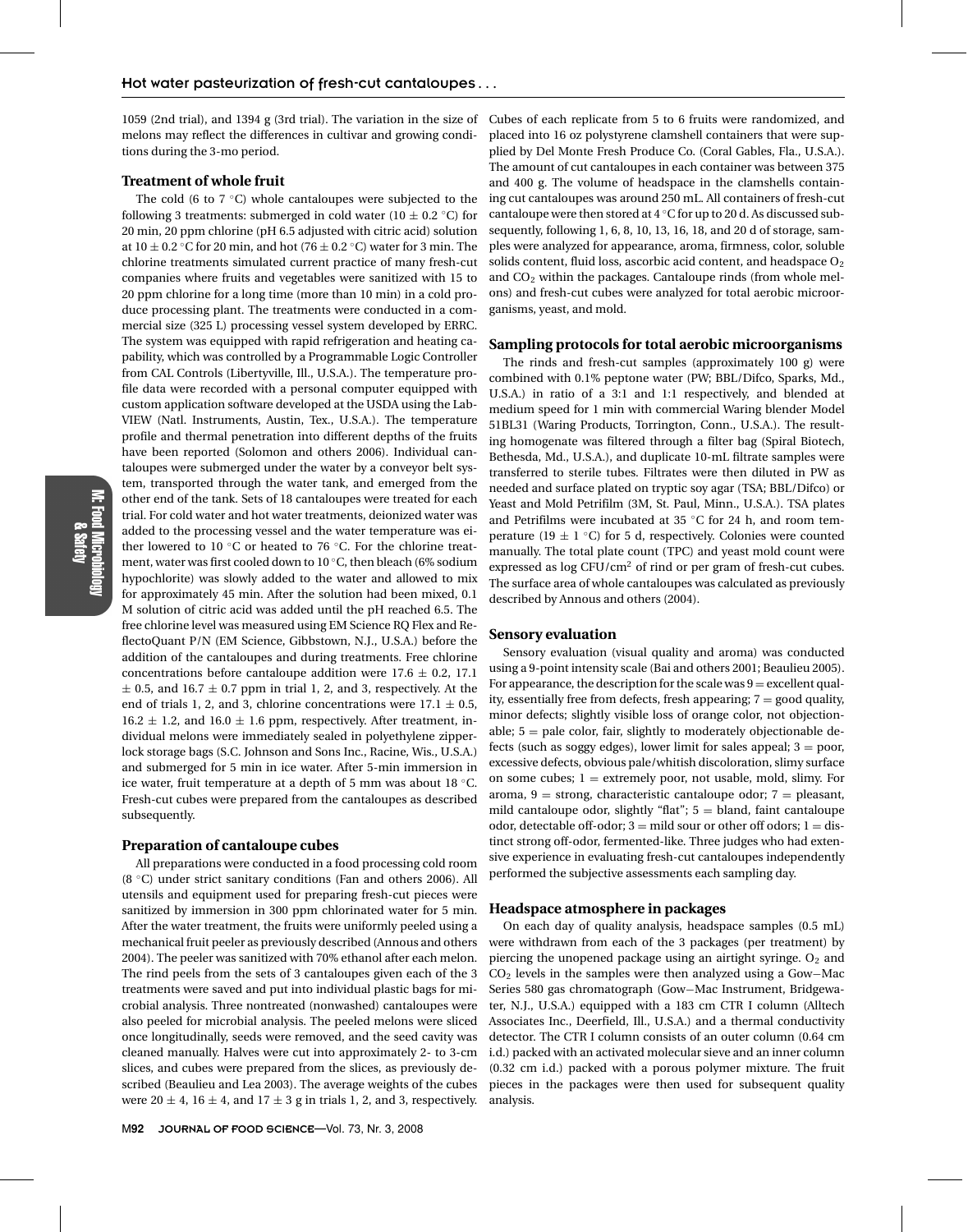1059 (2nd trial), and 1394 g (3rd trial). The variation in the size of melons may reflect the differences in cultivar and growing conditions during the 3-mo period.

### Treatment of whole fruit

The cold (6 to 7 °C) whole cantaloupes were subjected to the following 3 treatments: submerged in cold water (10 ± 0.2 °C) for 20 min, 20 ppm chlorine (pH 6.5 adjusted with citric acid) solution at 10 ± 0.2 °C for 20 min, and hot (76 ± 0.2 °C) water for 3 min. The chlorine treatments simulated current practice of many fresh-cut companies where fruits and vegetables were sanitized with 15 to 20 ppm chlorine for a long time (more than 10 min) in a cold produce processing plant. The treatments were conducted in a commercial size (325 L) processing vessel system developed by ERRC. The system was equipped with rapid refrigeration and heating capability, which was controlled by a Programmable Logic Controller from CAL Controls (Libertyville, Ill., U.S.A.). The temperature profile data were recorded with a personal computer equipped with custom application software developed at the USDA using the LabVIEW (Natl. Instruments, Austin, Tex., U.S.A.). The temperature profile and thermal penetration into different depths of the fruits have been reported (Solomon and others 2006). Individual cantaloupes were submerged under the water by a conveyor belt system, transported through the water tank, and emerged from the other end of the tank. Sets of 18 cantaloupes were treated for each trial. For cold water and hot water treatments, deionized water was added to the processing vessel and the water temperature was either lowered to 10 °C or heated to 76 °C. For the chlorine treatment, water was first cooled down to 10 °C, then bleach (6% sodium hypochlorite) was slowly added to the water and allowed to mix for approximately 45 min. After the solution had been mixed, 0.1 M solution of citric acid was added until the pH reached 6.5. The free chlorine level was measured using EM Science RQ Flex and ReflectoQuant P/N (EM Science, Gibbstown, N.J., U.S.A.) before the addition of the cantaloupes and during treatments. Free chlorine concentrations before cantaloupe addition were 17.6 ± 0.2, 17.1 ± 0.5, and 16.7 ± 0.7 ppm in trial 1, 2, and 3, respectively. At the end of trials 1, 2, and 3, chlorine concentrations were 17.1 ± 0.5, 16.2 ± 1.2, and 16.0 ± 1.6 ppm, respectively. After treatment, individual melons were immediately sealed in polyethylene zipper-lock storage bags (S.C. Johnson and Sons Inc., Racine, Wis., U.S.A.) and submerged for 5 min in ice water. After 5-min immersion in ice water, fruit temperature at a depth of 5 mm was about 18 °C. Fresh-cut cubes were prepared from the cantaloupes as described subsequently.

### Preparation of cantaloupe cubes

All preparations were conducted in a food processing cold room (8 °C) under strict sanitary conditions (Fan and others 2006). All utensils and equipment used for preparing fresh-cut pieces were sanitized by immersion in 300 ppm chlorinated water for 5 min. After the water treatment, the fruits were uniformly peeled using a mechanical fruit peeler as previously described (Annous and others 2004). The peeler was sanitized with 70% ethanol after each melon. The rind peels from the sets of 3 cantaloupes given each of the 3 treatments were saved and put into individual plastic bags for microbial analysis. Three nontreated (nonwashed) cantaloupes were also peeled for microbial analysis. The peeled melons were sliced once longitudinally, seeds were removed, and the seed cavity was cleaned manually. Halves were cut into approximately 2- to 3-cm slices, and cubes were prepared from the slices, as previously described (Beaulieu and Lea 2003). The average weights of the cubes were 20 ± 4, 16 ± 4, and 17 ± 3 g in trials 1, 2, and 3, respectively. Cubes of each replicate from 5 to 6 fruits were randomized, and placed into 16 oz polystyrene clamshell containers that were supplied by Del Monte Fresh Produce Co. (Coral Gables, Fla., U.S.A.). The amount of cut cantaloupes in each container was between 375 and 400 g. The volume of headspace in the clamshells containing cut cantaloupes was around 250 mL. All containers of fresh-cut cantaloupe were then stored at 4 °C for up to 20 d. As discussed subsequently, following 1, 6, 8, 10, 13, 16, 18, and 20 d of storage, samples were analyzed for appearance, aroma, firmness, color, soluble solids content, fluid loss, ascorbic acid content, and headspace $O_2$ and $CO_2$ within the packages. Cantaloupe rinds (from whole melons) and fresh-cut cubes were analyzed for total aerobic microorganisms, yeast, and mold.

### Sampling protocols for total aerobic microorganisms

The rinds and fresh-cut samples (approximately 100 g) were combined with 0.1% peptone water (PW; BBL/Difco, Sparks, Md., U.S.A.) in ratio of a 3:1 and 1:1 respectively, and blended at medium speed for 1 min with commercial Waring blender Model 51BL31 (Waring Products, Torrington, Conn., U.S.A.). The resulting homogenate was filtered through a filter bag (Spiral Biotech, Bethesda, Md., U.S.A.), and duplicate 10-mL filtrate samples were transferred to sterile tubes. Filtrates were then diluted in PW as needed and surface plated on tryptic soy agar (TSA; BBL/Difco) or Yeast and Mold Petrifilm (3M, St. Paul, Minn., U.S.A.). TSA plates and Petrifilms were incubated at 35 °C for 24 h, and room temperature (19 ± 1 °C) for 5 d, respectively. Colonies were counted manually. The total plate count (TPC) and yeast mold count were expressed as log CFU/$cm^2$ of rind or per gram of fresh-cut cubes. The surface area of whole cantaloupes was calculated as previously described by Annous and others (2004).

### Sensory evaluation

Sensory evaluation (visual quality and aroma) was conducted using a 9-point intensity scale (Bai and others 2001; Beaulieu 2005). For appearance, the description for the scale was 9 = excellent quality, essentially free from defects, fresh appearing; 7 = good quality, minor defects; slightly visible loss of orange color, not objectionable; 5 = pale color, fair, slightly to moderately objectionable defects (such as soggy edges), lower limit for sales appeal; 3 = poor, excessive defects, obvious pale/whitish discoloration, slimy surface on some cubes; 1 = extremely poor, not usable, mold, slimy. For aroma, 9 = strong, characteristic cantaloupe odor; 7 = pleasant, mild cantaloupe odor, slightly "flat"; 5 = bland, faint cantaloupe odor, detectable off-odor; 3 = mild sour or other off odors; 1 = distinct strong off-odor, fermented-like. Three judges who had extensive experience in evaluating fresh-cut cantaloupes independently performed the subjective assessments each sampling day.

### Headspace atmosphere in packages

On each day of quality analysis, headspace samples (0.5 mL) were withdrawn from each of the 3 packages (per treatment) by piercing the unopened package using an airtight syringe. $O_2$ and $CO_2$ levels in the samples were then analyzed using a Gow–Mac Series 580 gas chromatograph (Gow–Mac Instrument, Bridgewater, N.J., U.S.A.) equipped with a 183 cm CTR I column (Alltech Associates Inc., Deerfield, Ill., U.S.A.) and a thermal conductivity detector. The CTR I column consists of an outer column (0.64 cm i.d.) packed with an activated molecular sieve and an inner column (0.32 cm i.d.) packed with a porous polymer mixture. The fruit pieces in the packages were then used for subsequent quality analysis.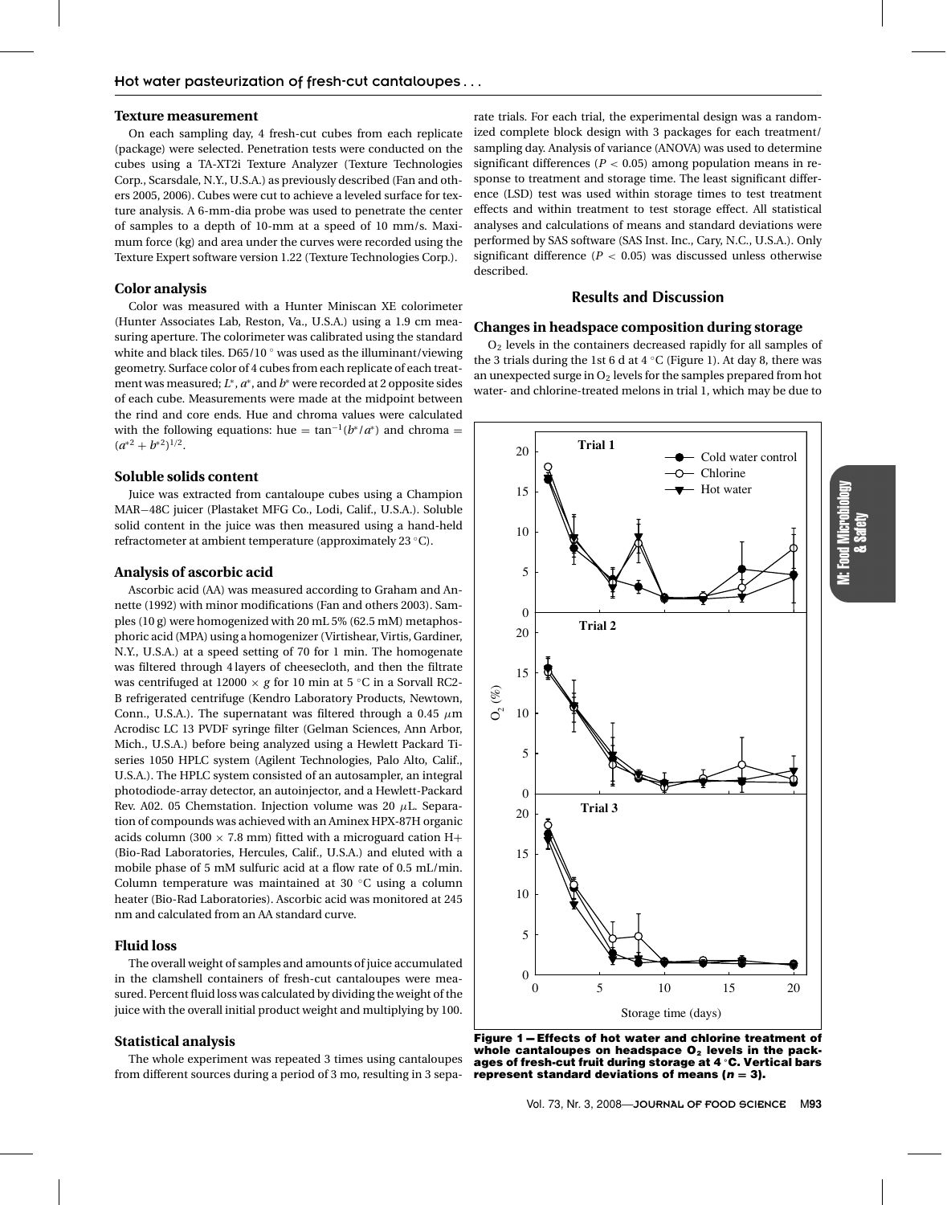### Texture measurement

On each sampling day, 4 fresh-cut cubes from each replicate (package) were selected. Penetration tests were conducted on the cubes using a TA-XT2i Texture Analyzer (Texture Technologies Corp., Scarsdale, N.Y., U.S.A.) as previously described (Fan and others 2005, 2006). Cubes were cut to achieve a leveled surface for texture analysis. A 6-mm-dia probe was used to penetrate the center of samples to a depth of 10-mm at a speed of 10 mm/s. Maximum force (kg) and area under the curves were recorded using the Texture Expert software version 1.22 (Texture Technologies Corp.).

### Color analysis

Color was measured with a Hunter Miniscan XE colorimeter (Hunter Associates Lab, Reston, Va., U.S.A.) using a 1.9 cm measuring aperture. The colorimeter was calibrated using the standard white and black tiles. D65/10 ° was used as the illuminant/viewing geometry. Surface color of 4 cubes from each replicate of each treatment was measured; $L^*$, $a^*$, and $b^*$ were recorded at 2 opposite sides of each cube. Measurements were made at the midpoint between the rind and core ends. Hue and chroma values were calculated with the following equations: hue $= \tan^{-1}(b^*/a^*)$ and chroma $= (a^{*2} + b^{*2})^{1/2}$.

### Soluble solids content

Juice was extracted from cantaloupe cubes using a Champion MAR−48C juicer (Plastaket MFG Co., Lodi, Calif., U.S.A.). Soluble solid content in the juice was then measured using a hand-held refractometer at ambient temperature (approximately 23 °C).

### Analysis of ascorbic acid

Ascorbic acid (AA) was measured according to Graham and Annette (1992) with minor modifications (Fan and others 2003). Samples (10 g) were homogenized with 20 mL 5% (62.5 mM) metaphosphoric acid (MPA) using a homogenizer (Virtishear, Virtis, Gardiner, N.Y., U.S.A.) at a speed setting of 70 for 1 min. The homogenate was filtered through 4 layers of cheesecloth, and then the filtrate was centrifuged at 12000 × *g* for 10 min at 5 °C in a Sorvall RC2-B refrigerated centrifuge (Kendro Laboratory Products, Newtown, Conn., U.S.A.). The supernatant was filtered through a 0.45 $\mu$m Acrodisc LC 13 PVDF syringe filter (Gelman Sciences, Ann Arbor, Mich., U.S.A.) before being analyzed using a Hewlett Packard Ti-series 1050 HPLC system (Agilent Technologies, Palo Alto, Calif., U.S.A.). The HPLC system consisted of an autosampler, an integral photodiode-array detector, an autoinjector, and a Hewlett-Packard Rev. A02. 05 Chemstation. Injection volume was 20 $\mu$L. Separation of compounds was achieved with an Aminex HPX-87H organic acids column (300 × 7.8 mm) fitted with a microguard cation H+ (Bio-Rad Laboratories, Hercules, Calif., U.S.A.) and eluted with a mobile phase of 5 mM sulfuric acid at a flow rate of 0.5 mL/min. Column temperature was maintained at 30 °C using a column heater (Bio-Rad Laboratories). Ascorbic acid was monitored at 245 nm and calculated from an AA standard curve.

### Fluid loss

The overall weight of samples and amounts of juice accumulated in the clamshell containers of fresh-cut cantaloupes were measured. Percent fluid loss was calculated by dividing the weight of the juice with the overall initial product weight and multiplying by 100.

### Statistical analysis

The whole experiment was repeated 3 times using cantaloupes from different sources during a period of 3 mo, resulting in 3 separate trials. For each trial, the experimental design was a randomized complete block design with 3 packages for each treatment/sampling day. Analysis of variance (ANOVA) was used to determine significant differences ($P < 0.05$) among population means in response to treatment and storage time. The least significant difference (LSD) test was used within storage times to test treatment effects and within treatment to test storage effect. All statistical analyses and calculations of means and standard deviations were performed by SAS software (SAS Inst. Inc., Cary, N.C., U.S.A.). Only significant difference ($P < 0.05$) was discussed unless otherwise described.

## Results and Discussion

### Changes in headspace composition during storage

$O_2$ levels in the containers decreased rapidly for all samples of the 3 trials during the 1st 6 d at 4 °C (Figure 1). At day 8, there was an unexpected surge in $O_2$ levels for the samples prepared from hot water- and chlorine-treated melons in trial 1, which may be due to

**Figure 1 — Effects of hot water and chlorine treatment of whole cantaloupes on headspace $O_2$ levels in the packages of fresh-cut fruit during storage at 4 °C. Vertical bars represent standard deviations of means ($n = 3$).**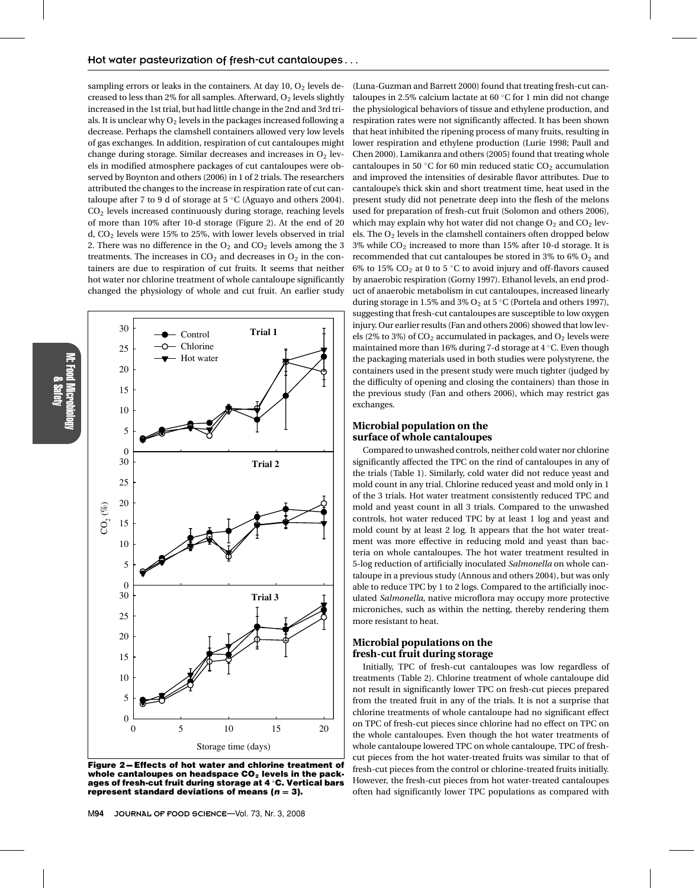sampling errors or leaks in the containers. At day 10, $O_2$ levels decreased to less than 2% for all samples. Afterward, $O_2$ levels slightly increased in the 1st trial, but had little change in the 2nd and 3rd trials. It is unclear why $O_2$ levels in the packages increased following a decrease. Perhaps the clamshell containers allowed very low levels of gas exchanges. In addition, respiration of cut cantaloupes might change during storage. Similar decreases and increases in $O_2$ levels in modified atmosphere packages of cut cantaloupes were observed by Boynton and others (2006) in 1 of 2 trials. The researchers attributed the changes to the increase in respiration rate of cut cantaloupe after 7 to 9 d of storage at 5 °C (Aguayo and others 2004). $CO_2$ levels increased continuously during storage, reaching levels of more than 10% after 10-d storage (Figure 2). At the end of 20 d, $CO_2$ levels were 15% to 25%, with lower levels observed in trial 2. There was no difference in the $O_2$ and $CO_2$ levels among the 3 treatments. The increases in $CO_2$ and decreases in $O_2$ in the containers are due to respiration of cut fruits. It seems that neither hot water nor chlorine treatment of whole cantaloupe significantly changed the physiology of whole and cut fruit. An earlier study (Luna-Guzman and Barrett 2000) found that treating fresh-cut cantaloupes in 2.5% calcium lactate at 60 °C for 1 min did not change the physiological behaviors of tissue and ethylene production, and respiration rates were not significantly affected. It has been shown that heat inhibited the ripening process of many fruits, resulting in lower respiration and ethylene production (Lurie 1998; Paull and Chen 2000). Lamikanra and others (2005) found that treating whole cantaloupes in 50 °C for 60 min reduced static $CO_2$ accumulation and improved the intensities of desirable flavor attributes. Due to cantaloupe's thick skin and short treatment time, heat used in the present study did not penetrate deep into the flesh of the melons used for preparation of fresh-cut fruit (Solomon and others 2006), which may explain why hot water did not change $O_2$ and $CO_2$ levels. The $O_2$ levels in the clamshell containers often dropped below 3% while $CO_2$ increased to more than 15% after 10-d storage. It is recommended that cut cantaloupes be stored in 3% to 6% $O_2$ and 6% to 15% $CO_2$ at 0 to 5 °C to avoid injury and off-flavors caused by anaerobic respiration (Gorny 1997). Ethanol levels, an end product of anaerobic metabolism in cut cantaloupes, increased linearly during storage in 1.5% and 3% $O_2$ at 5 °C (Portela and others 1997), suggesting that fresh-cut cantaloupes are susceptible to low oxygen injury. Our earlier results (Fan and others 2006) showed that low levels (2% to 3%) of $CO_2$ accumulated in packages, and $O_2$ levels were maintained more than 16% during 7-d storage at 4 °C. Even though the packaging materials used in both studies were polystyrene, the containers used in the present study were much tighter (judged by the difficulty of opening and closing the containers) than those in the previous study (Fan and others 2006), which may restrict gas exchanges.

**Figure 2—Effects of hot water and chlorine treatment of whole cantaloupes on headspace $CO_2$ levels in the packages of fresh-cut fruit during storage at 4 °C. Vertical bars represent standard deviations of means ($n = 3$).**

### Microbial population on the surface of whole cantaloupes

Compared to unwashed controls, neither cold water nor chlorine significantly affected the TPC on the rind of cantaloupes in any of the trials (Table 1). Similarly, cold water did not reduce yeast and mold count in any trial. Chlorine reduced yeast and mold only in 1 of the 3 trials. Hot water treatment consistently reduced TPC and mold and yeast count in all 3 trials. Compared to the unwashed controls, hot water reduced TPC by at least 1 log and yeast and mold count by at least 2 log. It appears that the hot water treatment was more effective in reducing mold and yeast than bacteria on whole cantaloupes. The hot water treatment resulted in 5-log reduction of artificially inoculated *Salmonella* on whole cantaloupe in a previous study (Annous and others 2004), but was only able to reduce TPC by 1 to 2 logs. Compared to the artificially inoculated *Salmonella*, native microflora may occupy more protective microniches, such as within the netting, thereby rendering them more resistant to heat.

### Microbial populations on the fresh-cut fruit during storage

Initially, TPC of fresh-cut cantaloupes was low regardless of treatments (Table 2). Chlorine treatment of whole cantaloupe did not result in significantly lower TPC on fresh-cut pieces prepared from the treated fruit in any of the trials. It is not a surprise that chlorine treatments of whole cantaloupe had no significant effect on TPC of fresh-cut pieces since chlorine had no effect on TPC on the whole cantaloupes. Even though the hot water treatments of whole cantaloupe lowered TPC on whole cantaloupe, TPC of fresh-cut pieces from the hot water-treated fruits was similar to that of fresh-cut pieces from the control or chlorine-treated fruits initially. However, the fresh-cut pieces from hot water-treated cantaloupes often had significantly lower TPC populations as compared with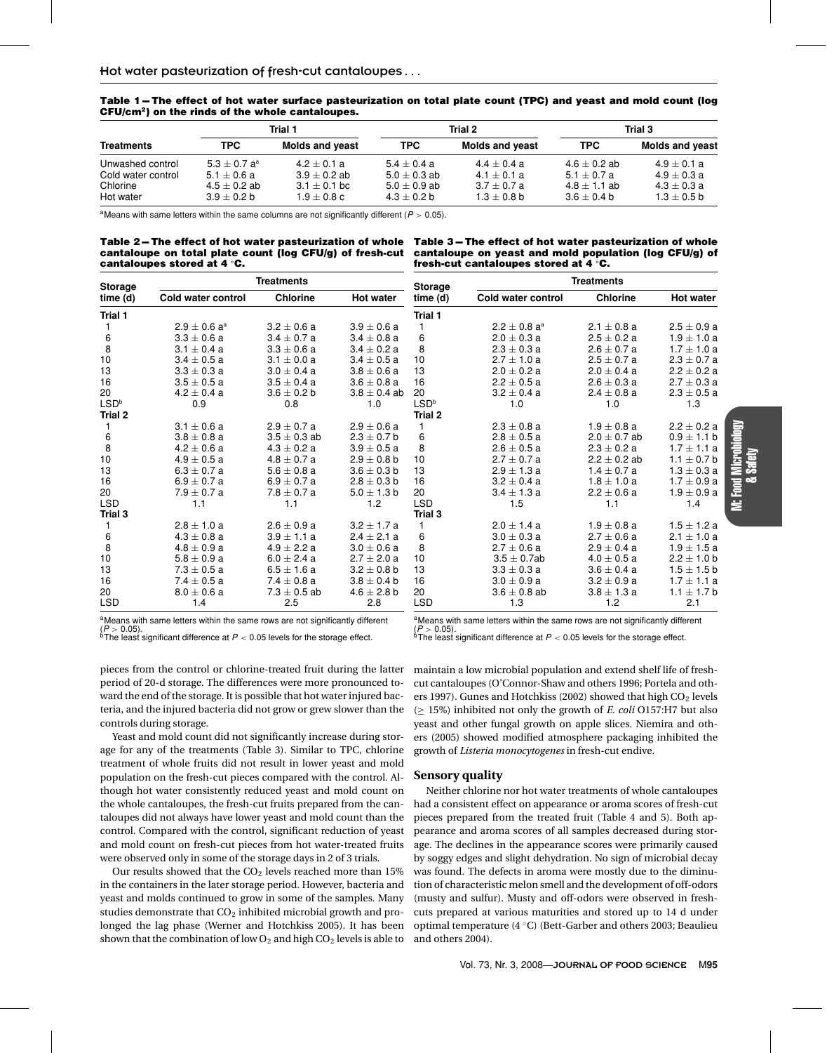Table 1—The effect of hot water surface pasteurization on total plate count (TPC) and yeast and mold count (log CFU/cm²) on the rinds of the whole cantaloupes.

| Treatments | Trial 1 | | Trial 2 | | Trial 3 | |
|---|---|---|---|---|---|---|
| | TPC | Molds and yeast | TPC | Molds and yeast | TPC | Molds and yeast |
| Unwashed control | 5.3 ± 0.7 a[a] | 4.2 ± 0.1 a | 5.4 ± 0.4 a | 4.4 ± 0.4 a | 4.6 ± 0.2 ab | 4.9 ± 0.1 a |
| Cold water control | 5.1 ± 0.6 a | 3.9 ± 0.2 ab | 5.0 ± 0.3 ab | 4.1 ± 0.1 a | 5.1 ± 0.7 a | 4.9 ± 0.3 a |
| Chlorine | 4.5 ± 0.2 ab | 3.1 ± 0.1 bc | 5.0 ± 0.9 ab | 3.7 ± 0.7 a | 4.8 ± 1.1 ab | 4.3 ± 0.3 a |
| Hot water | 3.9 ± 0.2 b | 1.9 ± 0.8 c | 4.3 ± 0.2 b | 1.3 ± 0.8 b | 3.6 ± 0.4 b | 1.3 ± 0.5 b |

[a]Means with same letters within the same columns are not significantly different ($P > 0.05$).

Table 2—The effect of hot water pasteurization of whole cantaloupe on total plate count (log CFU/g) of fresh-cut cantaloupes stored at 4 °C.

| Storage time (d) | Treatments | | |
|---|---|---|---|
| | Cold water control | Chlorine | Hot water |
| **Trial 1** | | | |
| 1 | 2.9 ± 0.6 a[a] | 3.2 ± 0.6 a | 3.9 ± 0.6 a |
| 6 | 3.3 ± 0.6 a | 3.4 ± 0.7 a | 3.4 ± 0.8 a |
| 8 | 3.1 ± 0.4 a | 3.3 ± 0.6 a | 3.4 ± 0.2 a |
| 10 | 3.4 ± 0.5 a | 3.1 ± 0.0 a | 3.4 ± 0.5 a |
| 13 | 3.3 ± 0.3 a | 3.0 ± 0.4 a | 3.8 ± 0.6 a |
| 16 | 3.5 ± 0.5 a | 3.5 ± 0.4 a | 3.6 ± 0.8 a |
| 20 | 4.2 ± 0.4 a | 3.6 ± 0.2 b | 3.8 ± 0.4 ab |
| LSD[b] | 0.9 | 0.8 | 1.0 |
| **Trial 2** | | | |
| 1 | 3.1 ± 0.6 a | 2.9 ± 0.7 a | 2.9 ± 0.6 a |
| 6 | 3.8 ± 0.8 a | 3.5 ± 0.3 ab | 2.3 ± 0.7 b |
| 8 | 4.2 ± 0.6 a | 4.3 ± 0.2 a | 3.9 ± 0.5 a |
| 10 | 4.9 ± 0.5 a | 4.8 ± 0.7 a | 2.9 ± 0.8 b |
| 13 | 6.3 ± 0.7 a | 5.6 ± 0.8 a | 3.6 ± 0.3 b |
| 16 | 6.9 ± 0.7 a | 6.9 ± 0.7 a | 2.8 ± 0.3 b |
| 20 | 7.9 ± 0.7 a | 7.8 ± 0.7 a | 5.0 ± 1.3 b |
| LSD | 1.1 | 1.1 | 1.2 |
| **Trial 3** | | | |
| 1 | 2.8 ± 1.0 a | 2.6 ± 0.9 a | 3.2 ± 1.7 a |
| 6 | 4.3 ± 0.8 a | 3.9 ± 1.1 a | 2.4 ± 2.1 a |
| 8 | 4.8 ± 0.9 a | 4.9 ± 2.2 a | 3.0 ± 0.6 a |
| 10 | 5.8 ± 0.9 a | 6.0 ± 2.4 a | 2.7 ± 2.0 a |
| 13 | 7.3 ± 0.5 a | 6.5 ± 1.6 a | 3.2 ± 0.8 b |
| 16 | 7.4 ± 0.5 a | 7.4 ± 0.8 a | 3.8 ± 0.4 b |
| 20 | 8.0 ± 0.6 a | 7.3 ± 0.5 ab | 4.6 ± 2.8 b |
| LSD | 1.4 | 2.5 | 2.8 |

[a]Means with same letters within the same rows are not significantly different ($P > 0.05$).
[b]The least significant difference at $P < 0.05$ levels for the storage effect.

Table 3—The effect of hot water pasteurization of whole cantaloupe on yeast and mold population (log CFU/g) of fresh-cut cantaloupes stored at 4 °C.

| Storage time (d) | Treatments | | |
|---|---|---|---|
| | Cold water control | Chlorine | Hot water |
| **Trial 1** | | | |
| 1 | 2.2 ± 0.8 a[a] | 2.1 ± 0.8 a | 2.5 ± 0.9 a |
| 6 | 2.0 ± 0.3 a | 2.5 ± 0.2 a | 1.9 ± 1.0 a |
| 8 | 2.3 ± 0.3 a | 2.6 ± 0.7 a | 1.7 ± 1.0 a |
| 10 | 2.7 ± 1.0 a | 2.5 ± 0.7 a | 2.3 ± 0.7 a |
| 13 | 2.0 ± 0.2 a | 2.0 ± 0.4 a | 2.2 ± 0.2 a |
| 16 | 2.2 ± 0.5 a | 2.6 ± 0.3 a | 2.7 ± 0.3 a |
| 20 | 3.2 ± 0.4 a | 2.4 ± 0.8 a | 2.3 ± 0.5 a |
| LSD[b] | 1.0 | 1.0 | 1.3 |
| **Trial 2** | | | |
| 1 | 2.3 ± 0.8 a | 1.9 ± 0.8 a | 2.2 ± 0.2 a |
| 6 | 2.8 ± 0.5 a | 2.0 ± 0.7 ab | 0.9 ± 1.1 b |
| 8 | 2.6 ± 0.5 a | 2.3 ± 0.2 a | 1.7 ± 1.1 a |
| 10 | 2.7 ± 0.5 a | 2.2 ± 0.2 ab | 1.1 ± 0.7 b |
| 13 | 2.9 ± 1.3 a | 1.4 ± 0.7 a | 1.3 ± 0.3 a |
| 16 | 3.2 ± 0.4 a | 1.8 ± 1.0 a | 1.7 ± 0.9 a |
| 20 | 3.4 ± 1.3 a | 2.2 ± 0.6 a | 1.9 ± 0.9 a |
| LSD | 1.5 | 1.1 | 1.4 |
| **Trial 3** | | | |
| 1 | 2.0 ± 1.4 a | 1.9 ± 0.8 a | 1.5 ± 1.2 a |
| 6 | 3.0 ± 0.3 a | 2.7 ± 0.6 a | 2.1 ± 1.0 a |
| 8 | 2.7 ± 0.6 a | 2.9 ± 0.4 a | 1.9 ± 1.5 a |
| 10 | 3.5 ± 0.7ab | 4.0 ± 0.5 a | 2.2 ± 1.0 b |
| 13 | 3.3 ± 0.3 a | 3.6 ± 0.4 a | 1.5 ± 1.5 b |
| 16 | 3.0 ± 0.9 a | 3.2 ± 0.9 a | 1.7 ± 1.1 a |
| 20 | 3.6 ± 0.8 ab | 3.8 ± 1.3 a | 1.1 ± 1.7 b |
| LSD | 1.3 | 1.2 | 2.1 |

[a]Means with same letters within the same rows are not significantly different ($P > 0.05$).
[b]The least significant difference at $P < 0.05$ levels for the storage effect.

pieces from the control or chlorine-treated fruit during the latter period of 20-d storage. The differences were more pronounced toward the end of the storage. It is possible that hot water injured bacteria, and the injured bacteria did not grow or grew slower than the controls during storage.

Yeast and mold count did not significantly increase during storage for any of the treatments (Table 3). Similar to TPC, chlorine treatment of whole fruits did not result in lower yeast and mold population on the fresh-cut pieces compared with the control. Although hot water consistently reduced yeast and mold count on the whole cantaloupes, the fresh-cut fruits prepared from the cantaloupes did not always have lower yeast and mold count than the control. Compared with the control, significant reduction of yeast and mold count on fresh-cut pieces from hot water-treated fruits were observed only in some of the storage days in 2 of 3 trials.

Our results showed that the $CO_2$ levels reached more than 15% in the containers in the later storage period. However, bacteria and yeast and molds continued to grow in some of the samples. Many studies demonstrate that $CO_2$ inhibited microbial growth and prolonged the lag phase (Werner and Hotchkiss 2005). It has been shown that the combination of low $O_2$ and high $CO_2$ levels is able to maintain a low microbial population and extend shelf life of fresh-cut cantaloupes (O'Connor-Shaw and others 1996; Portela and others 1997). Gunes and Hotchkiss (2002) showed that high $CO_2$ levels ($\geq$ 15%) inhibited not only the growth of *E. coli* O157:H7 but also yeast and other fungal growth on apple slices. Niemira and others (2005) showed modified atmosphere packaging inhibited the growth of *Listeria monocytogenes* in fresh-cut endive.

## Sensory quality

Neither chlorine nor hot water treatments of whole cantaloupes had a consistent effect on appearance or aroma scores of fresh-cut pieces prepared from the treated fruit (Table 4 and 5). Both appearance and aroma scores of all samples decreased during storage. The declines in the appearance scores were primarily caused by soggy edges and slight dehydration. No sign of microbial decay was found. The defects in aroma were mostly due to the diminution of characteristic melon smell and the development of off-odors (musty and sulfur). Musty and off-odors were observed in fresh-cuts prepared at various maturities and stored up to 14 d under optimal temperature (4 °C) (Bett-Garber and others 2003; Beaulieu and others 2004).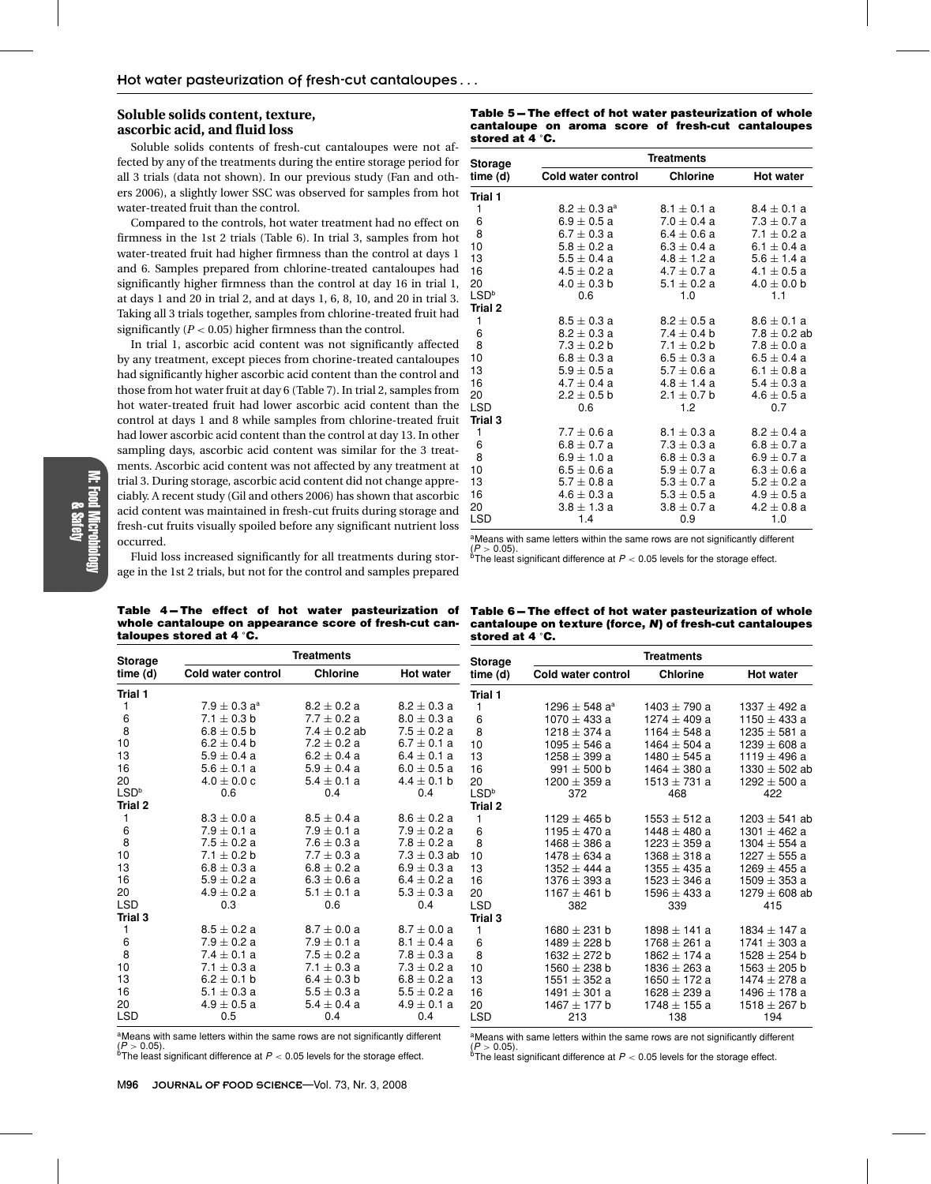### Soluble solids content, texture, ascorbic acid, and fluid loss

Soluble solids contents of fresh-cut cantaloupes were not affected by any of the treatments during the entire storage period for all 3 trials (data not shown). In our previous study (Fan and others 2006), a slightly lower SSC was observed for samples from hot water-treated fruit than the control.

Compared to the controls, hot water treatment had no effect on firmness in the 1st 2 trials (Table 6). In trial 3, samples from hot water-treated fruit had higher firmness than the control at days 1 and 6. Samples prepared from chlorine-treated cantaloupes had significantly higher firmness than the control at day 16 in trial 1, at days 1 and 20 in trial 2, and at days 1, 6, 8, 10, and 20 in trial 3. Taking all 3 trials together, samples from chlorine-treated fruit had significantly ($P < 0.05$) higher firmness than the control.

In trial 1, ascorbic acid content was not significantly affected by any treatment, except pieces from chorine-treated cantaloupes had significantly higher ascorbic acid content than the control and those from hot water fruit at day 6 (Table 7). In trial 2, samples from hot water-treated fruit had lower ascorbic acid content than the control at days 1 and 8 while samples from chlorine-treated fruit had lower ascorbic acid content than the control at day 13. In other sampling days, ascorbic acid content was similar for the 3 treatments. Ascorbic acid content was not affected by any treatment at trial 3. During storage, ascorbic acid content did not change appreciably. A recent study (Gil and others 2006) has shown that ascorbic acid content was maintained in fresh-cut fruits during storage and fresh-cut fruits visually spoiled before any significant nutrient loss occurred.

Fluid loss increased significantly for all treatments during storage in the 1st 2 trials, but not for the control and samples prepared

**Table 4—The effect of hot water pasteurization of whole cantaloupe on appearance score of fresh-cut cantaloupes stored at 4 °C.**

| Storage time (d) | Treatments | | |
|---|---|---|---|
| | Cold water control | Chlorine | Hot water |
| **Trial 1** | | | |
| 1 | 7.9 ± 0.3 a[a] | 8.2 ± 0.2 a | 8.2 ± 0.3 a |
| 6 | 7.1 ± 0.3 b | 7.7 ± 0.2 a | 8.0 ± 0.3 a |
| 8 | 6.8 ± 0.5 b | 7.4 ± 0.2 ab | 7.5 ± 0.2 a |
| 10 | 6.2 ± 0.4 b | 7.2 ± 0.2 a | 6.7 ± 0.1 a |
| 13 | 5.9 ± 0.4 a | 6.2 ± 0.4 a | 6.4 ± 0.1 a |
| 16 | 5.6 ± 0.1 a | 5.9 ± 0.4 a | 6.0 ± 0.5 a |
| 20 | 4.0 ± 0.0 c | 5.4 ± 0.1 a | 4.4 ± 0.1 b |
| LSD[b] | 0.6 | 0.4 | 0.4 |
| **Trial 2** | | | |
| 1 | 8.3 ± 0.0 a | 8.5 ± 0.4 a | 8.6 ± 0.2 a |
| 6 | 7.9 ± 0.1 a | 7.9 ± 0.1 a | 7.9 ± 0.2 a |
| 8 | 7.5 ± 0.2 a | 7.6 ± 0.3 a | 7.8 ± 0.2 a |
| 10 | 7.1 ± 0.2 b | 7.7 ± 0.3 a | 7.3 ± 0.3 ab |
| 13 | 6.8 ± 0.3 a | 6.8 ± 0.2 a | 6.9 ± 0.3 a |
| 16 | 5.9 ± 0.2 a | 6.3 ± 0.6 a | 6.4 ± 0.2 a |
| 20 | 4.9 ± 0.2 a | 5.1 ± 0.1 a | 5.3 ± 0.3 a |
| LSD | 0.3 | 0.6 | 0.4 |
| **Trial 3** | | | |
| 1 | 8.5 ± 0.2 a | 8.7 ± 0.0 a | 8.7 ± 0.0 a |
| 6 | 7.9 ± 0.2 a | 7.9 ± 0.1 a | 8.1 ± 0.4 a |
| 8 | 7.4 ± 0.1 a | 7.5 ± 0.2 a | 7.8 ± 0.3 a |
| 10 | 7.1 ± 0.3 a | 7.1 ± 0.3 a | 7.3 ± 0.2 a |
| 13 | 6.2 ± 0.1 b | 6.4 ± 0.3 b | 6.8 ± 0.2 a |
| 16 | 5.1 ± 0.3 a | 5.5 ± 0.3 a | 5.5 ± 0.2 a |
| 20 | 4.9 ± 0.5 a | 5.4 ± 0.4 a | 4.9 ± 0.1 a |
| LSD | 0.5 | 0.4 | 0.4 |

[a]Means with same letters within the same rows are not significantly different ($P > 0.05$).
[b]The least significant difference at $P < 0.05$ levels for the storage effect.

**Table 5—The effect of hot water pasteurization of whole cantaloupe on aroma score of fresh-cut cantaloupes stored at 4 °C.**

| Storage time (d) | Treatments | | |
|---|---|---|---|
| | Cold water control | Chlorine | Hot water |
| **Trial 1** | | | |
| 1 | 8.2 ± 0.3 a[a] | 8.1 ± 0.1 a | 8.4 ± 0.1 a |
| 6 | 6.9 ± 0.5 a | 7.0 ± 0.4 a | 7.3 ± 0.7 a |
| 8 | 6.7 ± 0.3 a | 6.4 ± 0.6 a | 7.1 ± 0.2 a |
| 10 | 5.8 ± 0.2 a | 6.3 ± 0.4 a | 6.1 ± 0.4 a |
| 13 | 5.5 ± 0.4 a | 4.8 ± 1.2 a | 5.6 ± 1.4 a |
| 16 | 4.5 ± 0.2 a | 4.7 ± 0.7 a | 4.1 ± 0.5 a |
| 20 | 4.0 ± 0.3 b | 5.1 ± 0.2 a | 4.0 ± 0.0 b |
| LSD[b] | 0.6 | 1.0 | 1.1 |
| **Trial 2** | | | |
| 1 | 8.5 ± 0.3 a | 8.2 ± 0.5 a | 8.6 ± 0.1 a |
| 6 | 8.2 ± 0.3 a | 7.4 ± 0.4 b | 7.8 ± 0.2 ab |
| 8 | 7.3 ± 0.2 b | 7.1 ± 0.2 b | 7.8 ± 0.0 a |
| 10 | 6.8 ± 0.3 a | 6.5 ± 0.3 a | 6.5 ± 0.4 a |
| 13 | 5.9 ± 0.5 a | 5.7 ± 0.6 a | 6.1 ± 0.8 a |
| 16 | 4.7 ± 0.4 a | 4.8 ± 1.4 a | 5.4 ± 0.3 a |
| 20 | 2.2 ± 0.5 b | 2.1 ± 0.7 b | 4.6 ± 0.5 a |
| LSD | 0.6 | 1.2 | 0.7 |
| **Trial 3** | | | |
| 1 | 7.7 ± 0.6 a | 8.1 ± 0.3 a | 8.2 ± 0.4 a |
| 6 | 6.8 ± 0.7 a | 7.3 ± 0.3 a | 6.8 ± 0.7 a |
| 8 | 6.9 ± 1.0 a | 6.8 ± 0.3 a | 6.9 ± 0.7 a |
| 10 | 6.5 ± 0.6 a | 5.9 ± 0.7 a | 6.3 ± 0.6 a |
| 13 | 5.7 ± 0.8 a | 5.3 ± 0.7 a | 5.2 ± 0.2 a |
| 16 | 4.6 ± 0.3 a | 5.3 ± 0.5 a | 4.9 ± 0.5 a |
| 20 | 3.8 ± 1.3 a | 3.8 ± 0.7 a | 4.2 ± 0.8 a |
| LSD | 1.4 | 0.9 | 1.0 |

[a]Means with same letters within the same rows are not significantly different ($P > 0.05$).
[b]The least significant difference at $P < 0.05$ levels for the storage effect.

**Table 6—The effect of hot water pasteurization of whole cantaloupe on texture (force, *N*) of fresh-cut cantaloupes stored at 4 °C.**

| Storage time (d) | Treatments | | |
|---|---|---|---|
| | Cold water control | Chlorine | Hot water |
| **Trial 1** | | | |
| 1 | 1296 ± 548 a[a] | 1403 ± 790 a | 1337 ± 492 a |
| 6 | 1070 ± 433 a | 1274 ± 409 a | 1150 ± 433 a |
| 8 | 1218 ± 374 a | 1164 ± 548 a | 1235 ± 581 a |
| 10 | 1095 ± 546 a | 1464 ± 504 a | 1239 ± 608 a |
| 13 | 1258 ± 399 a | 1480 ± 545 a | 1119 ± 496 a |
| 16 | 991 ± 500 b | 1464 ± 380 a | 1330 ± 502 ab |
| 20 | 1200 ± 359 a | 1513 ± 731 a | 1292 ± 500 a |
| LSD[b] | 372 | 468 | 422 |
| **Trial 2** | | | |
| 1 | 1129 ± 465 b | 1553 ± 512 a | 1203 ± 541 ab |
| 6 | 1195 ± 470 a | 1448 ± 480 a | 1301 ± 462 a |
| 8 | 1468 ± 386 a | 1223 ± 359 a | 1304 ± 554 a |
| 10 | 1478 ± 634 a | 1368 ± 318 a | 1227 ± 555 a |
| 13 | 1352 ± 444 a | 1355 ± 435 a | 1269 ± 455 a |
| 16 | 1376 ± 393 a | 1523 ± 346 a | 1509 ± 353 a |
| 20 | 1167 ± 461 b | 1596 ± 433 a | 1279 ± 608 ab |
| LSD | 382 | 339 | 415 |
| **Trial 3** | | | |
| 1 | 1680 ± 231 b | 1898 ± 141 a | 1834 ± 147 a |
| 6 | 1489 ± 228 b | 1768 ± 261 a | 1741 ± 303 a |
| 8 | 1632 ± 272 b | 1862 ± 174 a | 1528 ± 254 b |
| 10 | 1560 ± 238 b | 1836 ± 263 a | 1563 ± 205 b |
| 13 | 1551 ± 352 a | 1650 ± 172 a | 1474 ± 278 a |
| 16 | 1491 ± 301 a | 1628 ± 239 a | 1496 ± 178 a |
| 20 | 1467 ± 177 b | 1748 ± 155 a | 1518 ± 267 b |
| LSD | 213 | 138 | 194 |

[a]Means with same letters within the same rows are not significantly different ($P > 0.05$).
[b]The least significant difference at $P < 0.05$ levels for the storage effect.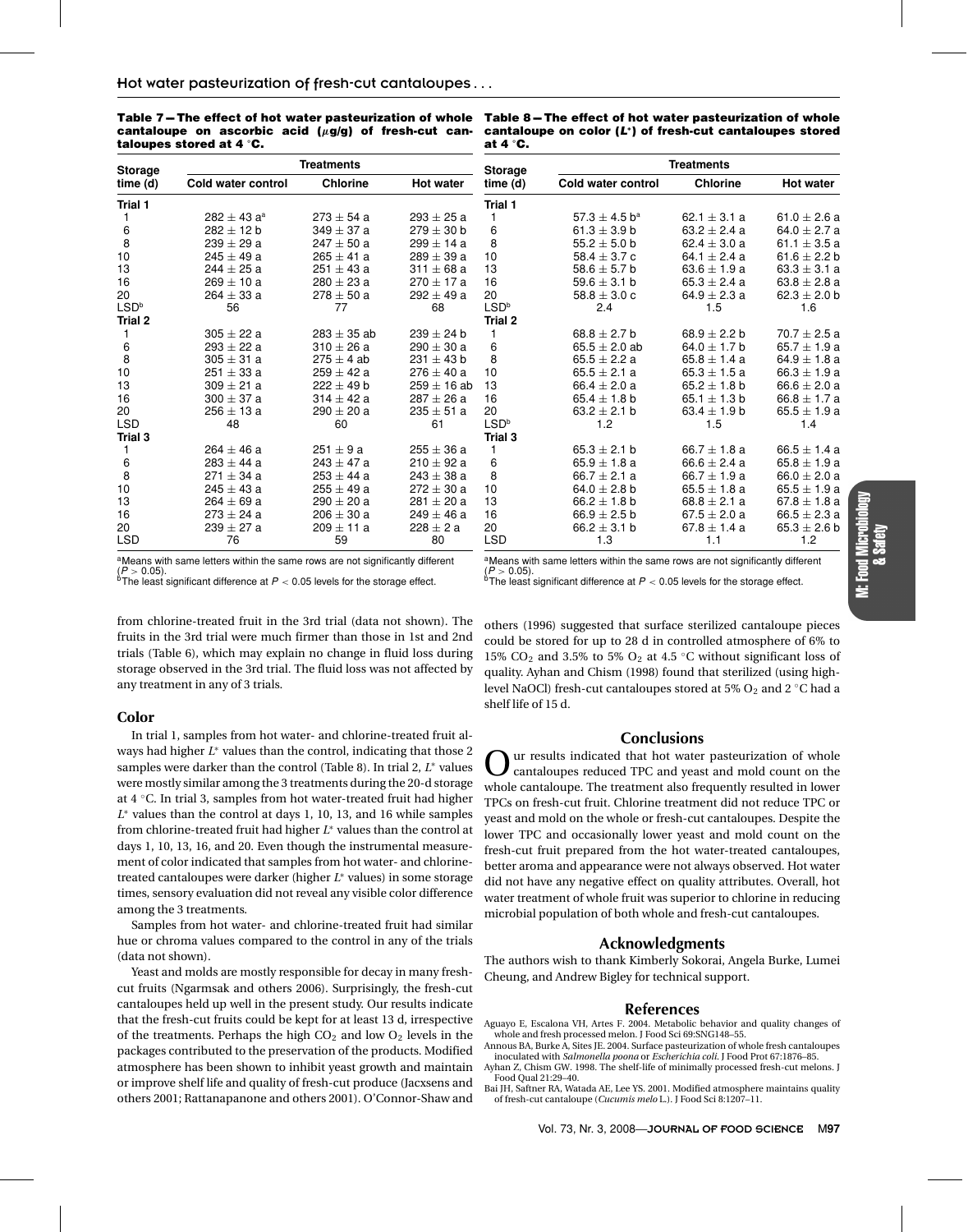**Table 7—The effect of hot water pasteurization of whole cantaloupe on ascorbic acid ($\mu$g/g) of fresh-cut cantaloupes stored at 4 °C.**

| Storage time (d) | Treatments | | |
|---|---|---|---|
| | Cold water control | Chlorine | Hot water |
| **Trial 1** | | | |
| 1 | 282 ± 43 a[a] | 273 ± 54 a | 293 ± 25 a |
| 6 | 282 ± 12 b | 349 ± 37 a | 279 ± 30 b |
| 8 | 239 ± 29 a | 247 ± 50 a | 299 ± 14 a |
| 10 | 245 ± 49 a | 265 ± 41 a | 289 ± 39 a |
| 13 | 244 ± 25 a | 251 ± 43 a | 311 ± 68 a |
| 16 | 269 ± 10 a | 280 ± 23 a | 270 ± 17 a |
| 20 | 264 ± 33 a | 278 ± 50 a | 292 ± 49 a |
| LSD[b] | 56 | 77 | 68 |
| **Trial 2** | | | |
| 1 | 305 ± 22 a | 283 ± 35 ab | 239 ± 24 b |
| 6 | 293 ± 22 a | 310 ± 26 a | 290 ± 30 a |
| 8 | 305 ± 31 a | 275 ± 4 ab | 231 ± 43 b |
| 10 | 251 ± 33 a | 259 ± 42 a | 276 ± 40 a |
| 13 | 309 ± 21 a | 222 ± 49 b | 259 ± 16 ab |
| 16 | 300 ± 37 a | 314 ± 42 a | 287 ± 26 a |
| 20 | 256 ± 13 a | 290 ± 20 a | 235 ± 51 a |
| LSD | 48 | 60 | 61 |
| **Trial 3** | | | |
| 1 | 264 ± 46 a | 251 ± 9 a | 255 ± 36 a |
| 6 | 283 ± 44 a | 243 ± 47 a | 210 ± 92 a |
| 8 | 271 ± 34 a | 253 ± 44 a | 243 ± 38 a |
| 10 | 245 ± 43 a | 255 ± 49 a | 272 ± 30 a |
| 13 | 264 ± 69 a | 290 ± 20 a | 281 ± 20 a |
| 16 | 273 ± 24 a | 206 ± 30 a | 249 ± 46 a |
| 20 | 239 ± 27 a | 209 ± 11 a | 228 ± 2 a |
| LSD | 76 | 59 | 80 |

[a]Means with same letters within the same rows are not significantly different ($P > 0.05$).
[b]The least significant difference at $P < 0.05$ levels for the storage effect.

**Table 8—The effect of hot water pasteurization of whole cantaloupe on color ($L^*$) of fresh-cut cantaloupes stored at 4 °C.**

| Storage time (d) | Treatments | | |
|---|---|---|---|
| | Cold water control | Chlorine | Hot water |
| **Trial 1** | | | |
| 1 | 57.3 ± 4.5 b[a] | 62.1 ± 3.1 a | 61.0 ± 2.6 a |
| 6 | 61.3 ± 3.9 b | 63.2 ± 2.4 a | 64.0 ± 2.7 a |
| 8 | 55.2 ± 5.0 b | 62.4 ± 3.0 a | 61.1 ± 3.5 a |
| 10 | 58.4 ± 3.7 c | 64.1 ± 2.4 a | 61.6 ± 2.2 b |
| 13 | 58.6 ± 5.7 b | 63.6 ± 1.9 a | 63.3 ± 3.1 a |
| 16 | 59.6 ± 3.1 b | 65.3 ± 2.4 a | 63.8 ± 2.8 a |
| 20 | 58.8 ± 3.0 c | 64.9 ± 2.3 a | 62.3 ± 2.0 b |
| LSD[b] | 2.4 | 1.5 | 1.6 |
| **Trial 2** | | | |
| 1 | 68.8 ± 2.7 b | 68.9 ± 2.2 b | 70.7 ± 2.5 a |
| 6 | 65.5 ± 2.0 ab | 64.0 ± 1.7 b | 65.7 ± 1.9 a |
| 8 | 65.5 ± 2.2 a | 65.8 ± 1.4 a | 64.9 ± 1.8 a |
| 10 | 65.5 ± 2.1 a | 65.3 ± 1.5 a | 66.3 ± 1.9 a |
| 13 | 66.4 ± 2.0 a | 65.2 ± 1.8 b | 66.6 ± 2.0 a |
| 16 | 65.4 ± 1.8 b | 65.1 ± 1.3 b | 66.8 ± 1.7 a |
| 20 | 63.2 ± 2.1 b | 63.4 ± 1.9 b | 65.5 ± 1.9 a |
| LSD[b] | 1.2 | 1.5 | 1.4 |
| **Trial 3** | | | |
| 1 | 65.3 ± 2.1 b | 66.7 ± 1.8 a | 66.5 ± 1.4 a |
| 6 | 65.9 ± 1.8 a | 66.6 ± 2.4 a | 65.8 ± 1.9 a |
| 8 | 66.7 ± 2.1 a | 66.7 ± 1.9 a | 66.0 ± 2.0 a |
| 10 | 64.0 ± 2.8 b | 65.5 ± 1.8 a | 65.5 ± 1.9 a |
| 13 | 66.2 ± 1.8 b | 68.8 ± 2.1 a | 67.8 ± 1.8 a |
| 16 | 66.9 ± 2.5 b | 67.5 ± 2.0 a | 66.5 ± 2.3 a |
| 20 | 66.2 ± 3.1 b | 67.8 ± 1.4 a | 65.3 ± 2.6 b |
| LSD | 1.3 | 1.1 | 1.2 |

[a]Means with same letters within the same rows are not significantly different ($P > 0.05$).
[b]The least significant difference at $P < 0.05$ levels for the storage effect.

from chlorine-treated fruit in the 3rd trial (data not shown). The fruits in the 3rd trial were much firmer than those in 1st and 2nd trials (Table 6), which may explain no change in fluid loss during storage observed in the 3rd trial. The fluid loss was not affected by any treatment in any of 3 trials.

### Color

In trial 1, samples from hot water- and chlorine-treated fruit always had higher $L^*$ values than the control, indicating that those 2 samples were darker than the control (Table 8). In trial 2, $L^*$ values were mostly similar among the 3 treatments during the 20-d storage at 4 °C. In trial 3, samples from hot water-treated fruit had higher $L^*$ values than the control at days 1, 10, 13, and 16 while samples from chlorine-treated fruit had higher $L^*$ values than the control at days 1, 10, 13, 16, and 20. Even though the instrumental measurement of color indicated that samples from hot water- and chlorine-treated cantaloupes were darker (higher $L^*$ values) in some storage times, sensory evaluation did not reveal any visible color difference among the 3 treatments.

Samples from hot water- and chlorine-treated fruit had similar hue or chroma values compared to the control in any of the trials (data not shown).

Yeast and molds are mostly responsible for decay in many fresh-cut fruits (Ngarmsak and others 2006). Surprisingly, the fresh-cut cantaloupes held up well in the present study. Our results indicate that the fresh-cut fruits could be kept for at least 13 d, irrespective of the treatments. Perhaps the high $CO_2$ and low $O_2$ levels in the packages contributed to the preservation of the products. Modified atmosphere has been shown to inhibit yeast growth and maintain or improve shelf life and quality of fresh-cut produce (Jacxsens and others 2001; Rattanapanone and others 2001). O'Connor-Shaw and others (1996) suggested that surface sterilized cantaloupe pieces could be stored for up to 28 d in controlled atmosphere of 6% to 15% $CO_2$ and 3.5% to 5% $O_2$ at 4.5 °C without significant loss of quality. Ayhan and Chism (1998) found that sterilized (using high-level NaOCl) fresh-cut cantaloupes stored at 5% $O_2$ and 2 °C had a shelf life of 15 d.

## Conclusions

Our results indicated that hot water pasteurization of whole cantaloupes reduced TPC and yeast and mold count on the whole cantaloupe. The treatment also frequently resulted in lower TPCs on fresh-cut fruit. Chlorine treatment did not reduce TPC or yeast and mold on the whole or fresh-cut cantaloupes. Despite the lower TPC and occasionally lower yeast and mold count on the fresh-cut fruit prepared from the hot water-treated cantaloupes, better aroma and appearance were not always observed. Hot water did not have any negative effect on quality attributes. Overall, hot water treatment of whole fruit was superior to chlorine in reducing microbial population of both whole and fresh-cut cantaloupes.

## Acknowledgments

The authors wish to thank Kimberly Sokorai, Angela Burke, Lumei Cheung, and Andrew Bigley for technical support.

## References

Aguayo E, Escalona VH, Artes F. 2004. Metabolic behavior and quality changes of whole and fresh processed melon. J Food Sci 69:SNG148–55.

Annous BA, Burke A, Sites JE. 2004. Surface pasteurization of whole fresh cantaloupes inoculated with *Salmonella poona* or *Escherichia coli*. J Food Prot 67:1876–85.

Ayhan Z, Chism GW. 1998. The shelf-life of minimally processed fresh-cut melons. J Food Qual 21:29–40.

Bai JH, Saftner RA, Watada AE, Lee YS. 2001. Modified atmosphere maintains quality of fresh-cut cantaloupe (*Cucumis melo* L.). J Food Sci 8:1207–11.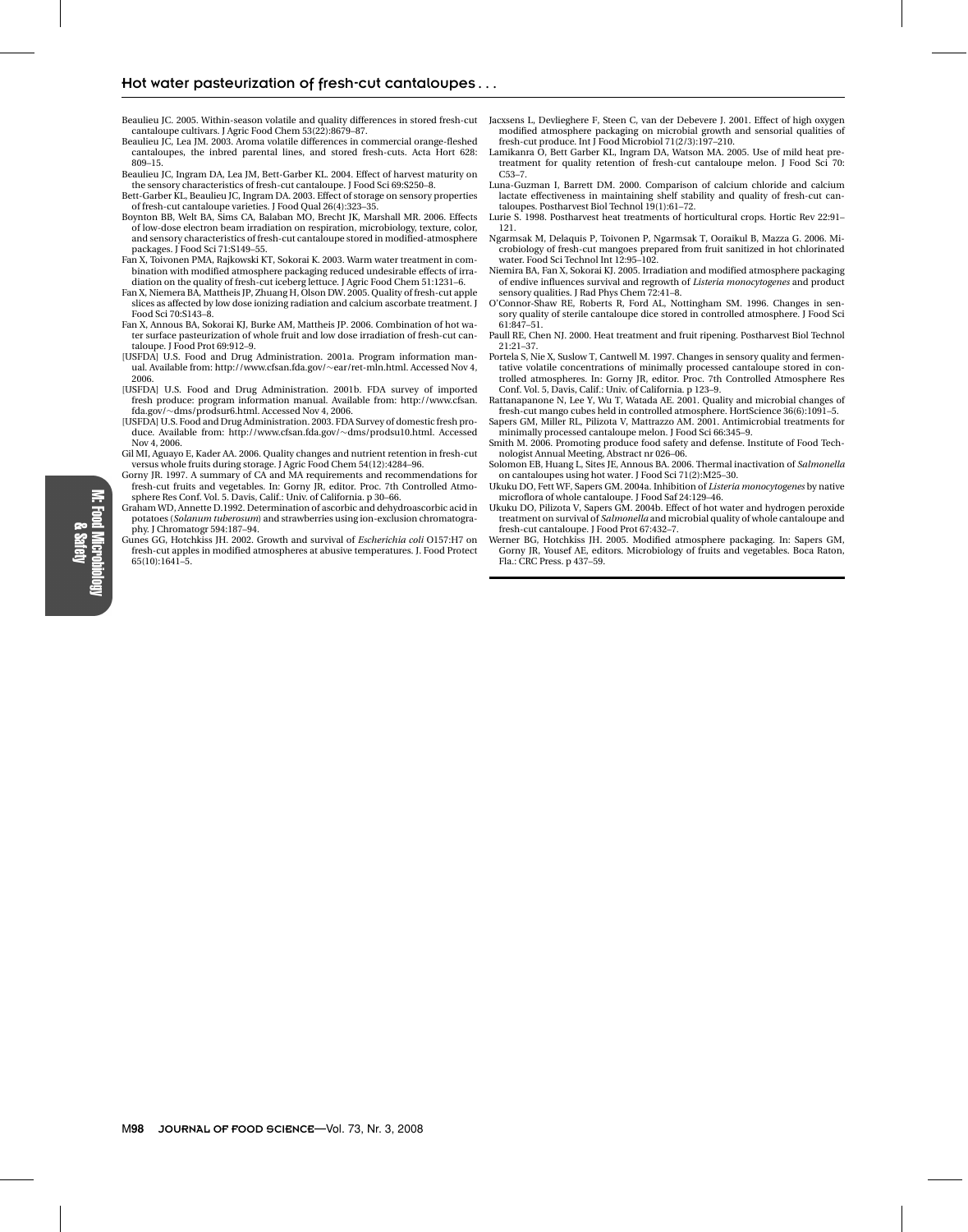Beaulieu JC. 2005. Within-season volatile and quality differences in stored fresh-cut cantaloupe cultivars. J Agric Food Chem 53(22):8679–87.

Beaulieu JC, Lea JM. 2003. Aroma volatile differences in commercial orange-fleshed cantaloupes, the inbred parental lines, and stored fresh-cuts. Acta Hort 628: 809–15.

Beaulieu JC, Ingram DA, Lea JM, Bett-Garber KL. 2004. Effect of harvest maturity on the sensory characteristics of fresh-cut cantaloupe. J Food Sci 69:S250–8.

Bett-Garber KL, Beaulieu JC, Ingram DA. 2003. Effect of storage on sensory properties of fresh-cut cantaloupe varieties. J Food Qual 26(4):323–35.

Boynton BB, Welt BA, Sims CA, Balaban MO, Brecht JK, Marshall MR. 2006. Effects of low-dose electron beam irradiation on respiration, microbiology, texture, color, and sensory characteristics of fresh-cut cantaloupe stored in modified-atmosphere packages. J Food Sci 71:S149–55.

Fan X, Toivonen PMA, Rajkowski KT, Sokorai K. 2003. Warm water treatment in combination with modified atmosphere packaging reduced undesirable effects of irradiation on the quality of fresh-cut iceberg lettuce. J Agric Food Chem 51:1231–6.

Fan X, Niemera BA, Mattheis JP, Zhuang H, Olson DW. 2005. Quality of fresh-cut apple slices as affected by low dose ionizing radiation and calcium ascorbate treatment. J Food Sci 70:S143–8.

Fan X, Annous BA, Sokorai KJ, Burke AM, Mattheis JP. 2006. Combination of hot water surface pasteurization of whole fruit and low dose irradiation of fresh-cut cantaloupe. J Food Prot 69:912–9.

[USFDA] U.S. Food and Drug Administration. 2001a. Program information manual. Available from: http://www.cfsan.fda.gov/~ear/ret-mln.html. Accessed Nov 4, 2006.

[USFDA] U.S. Food and Drug Administration. 2001b. FDA survey of imported fresh produce: program information manual. Available from: http://www.cfsan.fda.gov/~dms/prodsur6.html. Accessed Nov 4, 2006.

[USFDA] U.S. Food and Drug Administration. 2003. FDA Survey of domestic fresh produce. Available from: http://www.cfsan.fda.gov/~dms/prodsu10.html. Accessed Nov 4, 2006.

Gil MI, Aguayo E, Kader AA. 2006. Quality changes and nutrient retention in fresh-cut versus whole fruits during storage. J Agric Food Chem 54(12):4284–96.

Gorny JR. 1997. A summary of CA and MA requirements and recommendations for fresh-cut fruits and vegetables. In: Gorny JR, editor. Proc. 7th Controlled Atmosphere Res Conf. Vol. 5. Davis, Calif.: Univ. of California. p 30–66.

Graham WD, Annette D.1992. Determination of ascorbic and dehydroascorbic acid in potatoes (*Solanum tuberosum*) and strawberries using ion-exclusion chromatography. J Chromatogr 594:187–94.

Gunes GG, Hotchkiss JH. 2002. Growth and survival of *Escherichia coli* O157:H7 on fresh-cut apples in modified atmospheres at abusive temperatures. J. Food Protect 65(10):1641–5.

Jacxsens L, Devlieghere F, Steen C, van der Debevere J. 2001. Effect of high oxygen modified atmosphere packaging on microbial growth and sensorial qualities of fresh-cut produce. Int J Food Microbiol 71(2/3):197–210.

Lamikanra O, Bett Garber KL, Ingram DA, Watson MA. 2005. Use of mild heat pretreatment for quality retention of fresh-cut cantaloupe melon. J Food Sci 70: C53–7.

Luna-Guzman I, Barrett DM. 2000. Comparison of calcium chloride and calcium lactate effectiveness in maintaining shelf stability and quality of fresh-cut cantaloupes. Postharvest Biol Technol 19(1):61–72.

Lurie S. 1998. Postharvest heat treatments of horticultural crops. Hortic Rev 22:91–121.

Ngarmsak M, Delaquis P, Toivonen P, Ngarmsak T, Ooraikul B, Mazza G. 2006. Microbiology of fresh-cut mangoes prepared from fruit sanitized in hot chlorinated water. Food Sci Technol Int 12:95–102.

Niemira BA, Fan X, Sokorai KJ. 2005. Irradiation and modified atmosphere packaging of endive influences survival and regrowth of *Listeria monocytogenes* and product sensory qualities. J Rad Phys Chem 72:41–8.

O'Connor-Shaw RE, Roberts R, Ford AL, Nottingham SM. 1996. Changes in sensory quality of sterile cantaloupe dice stored in controlled atmosphere. J Food Sci 61:847–51.

Paull RE, Chen NJ. 2000. Heat treatment and fruit ripening. Postharvest Biol Technol 21:21–37.

Portela S, Nie X, Suslow T, Cantwell M. 1997. Changes in sensory quality and fermentative volatile concentrations of minimally processed cantaloupe stored in controlled atmospheres. In: Gorny JR, editor. Proc. 7th Controlled Atmosphere Res Conf. Vol. 5, Davis, Calif.: Univ. of California. p 123–9.

Rattanapanone N, Lee Y, Wu T, Watada AE. 2001. Quality and microbial changes of fresh-cut mango cubes held in controlled atmosphere. HortScience 36(6):1091–5.

Sapers GM, Miller RL, Pilizota V, Mattrazzo AM. 2001. Antimicrobial treatments for minimally processed cantaloupe melon. J Food Sci 66:345–9.

Smith M. 2006. Promoting produce food safety and defense. Institute of Food Technologist Annual Meeting, Abstract nr 026–06.

Solomon EB, Huang L, Sites JE, Annous BA. 2006. Thermal inactivation of *Salmonella* on cantaloupes using hot water. J Food Sci 71(2):M25–30.

Ukuku DO, Fett WF, Sapers GM. 2004a. Inhibition of *Listeria monocytogenes* by native microflora of whole cantaloupe. J Food Saf 24:129–46.

Ukuku DO, Pilizota V, Sapers GM. 2004b. Effect of hot water and hydrogen peroxide treatment on survival of *Salmonella* and microbial quality of whole cantaloupe and fresh-cut cantaloupe. J Food Prot 67:432–7.

Werner BG, Hotchkiss JH. 2005. Modified atmosphere packaging. In: Sapers GM, Gorny JR, Yousef AE, editors. Microbiology of fruits and vegetables. Boca Raton, Fla.: CRC Press. p 437–59.